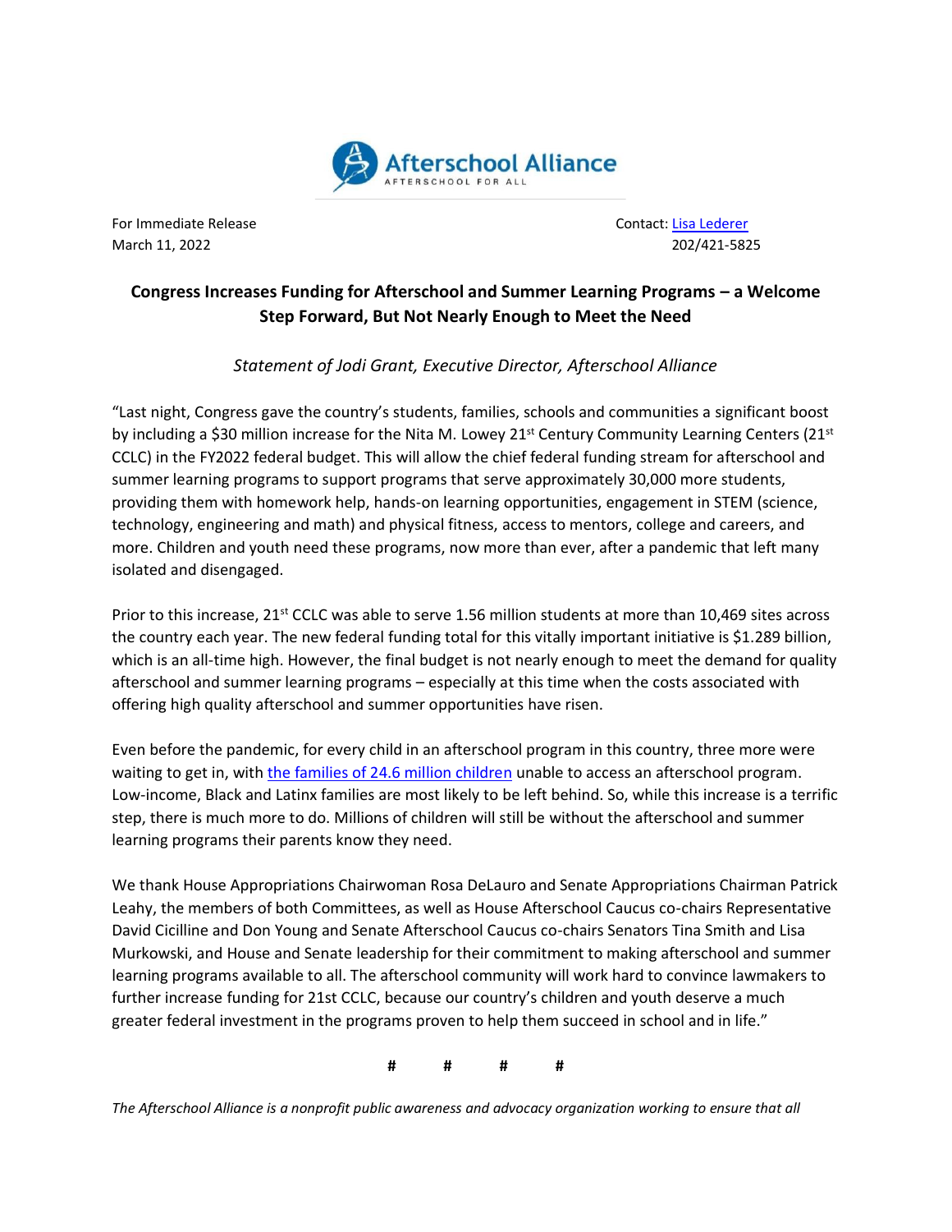Afterschool Alliance
AFTERSCHOOL FOR ALL

For Immediate Release
March 11, 2022

Contact: [Lisa Lederer](#)
202/421-5825

# Congress Increases Funding for Afterschool and Summer Learning Programs – a Welcome Step Forward, But Not Nearly Enough to Meet the Need

*Statement of Jodi Grant, Executive Director, Afterschool Alliance*

"Last night, Congress gave the country's students, families, schools and communities a significant boost by including a $30 million increase for the Nita M. Lowey 21st Century Community Learning Centers (21st CCLC) in the FY2022 federal budget. This will allow the chief federal funding stream for afterschool and summer learning programs to support programs that serve approximately 30,000 more students, providing them with homework help, hands-on learning opportunities, engagement in STEM (science, technology, engineering and math) and physical fitness, access to mentors, college and careers, and more. Children and youth need these programs, now more than ever, after a pandemic that left many isolated and disengaged.

Prior to this increase, 21st CCLC was able to serve 1.56 million students at more than 10,469 sites across the country each year. The new federal funding total for this vitally important initiative is $1.289 billion, which is an all-time high. However, the final budget is not nearly enough to meet the demand for quality afterschool and summer learning programs – especially at this time when the costs associated with offering high quality afterschool and summer opportunities have risen.

Even before the pandemic, for every child in an afterschool program in this country, three more were waiting to get in, with [the families of 24.6 million children](#) unable to access an afterschool program. Low-income, Black and Latinx families are most likely to be left behind. So, while this increase is a terrific step, there is much more to do. Millions of children will still be without the afterschool and summer learning programs their parents know they need.

We thank House Appropriations Chairwoman Rosa DeLauro and Senate Appropriations Chairman Patrick Leahy, the members of both Committees, as well as House Afterschool Caucus co-chairs Representative David Cicilline and Don Young and Senate Afterschool Caucus co-chairs Senators Tina Smith and Lisa Murkowski, and House and Senate leadership for their commitment to making afterschool and summer learning programs available to all. The afterschool community will work hard to convince lawmakers to further increase funding for 21st CCLC, because our country's children and youth deserve a much greater federal investment in the programs proven to help them succeed in school and in life."

# # # #

*The Afterschool Alliance is a nonprofit public awareness and advocacy organization working to ensure that all*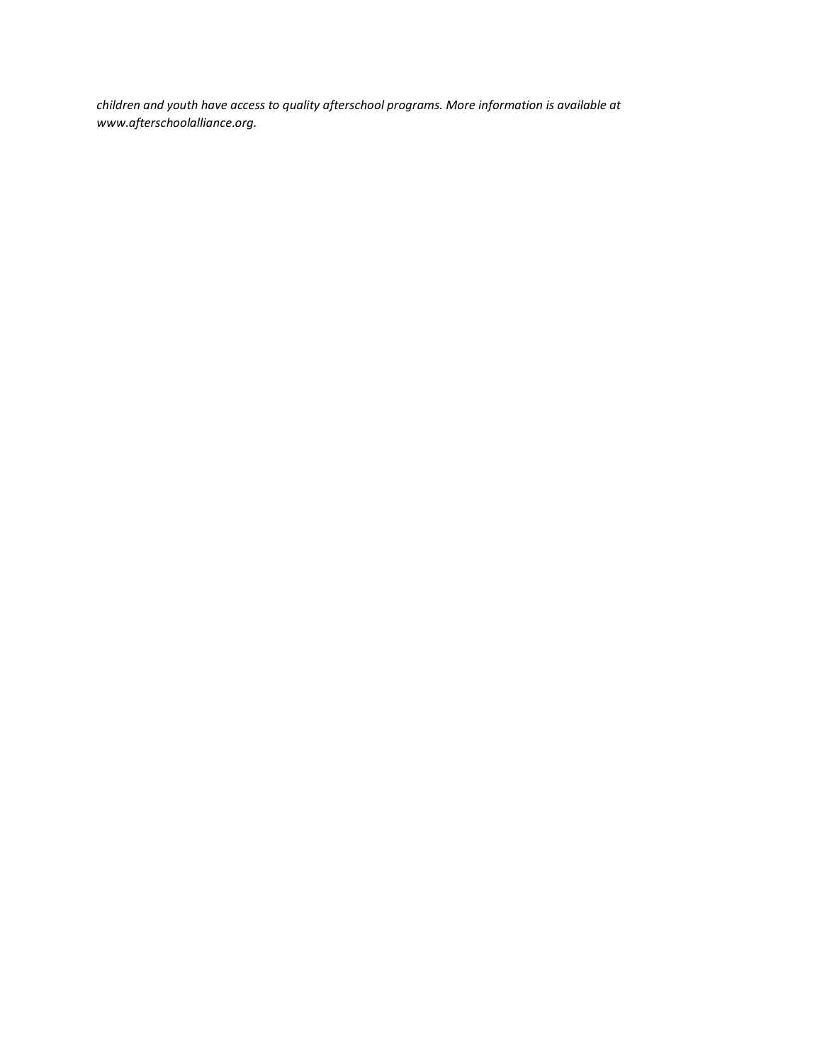*children and youth have access to quality afterschool programs. More information is available at www.afterschoolalliance.org.*